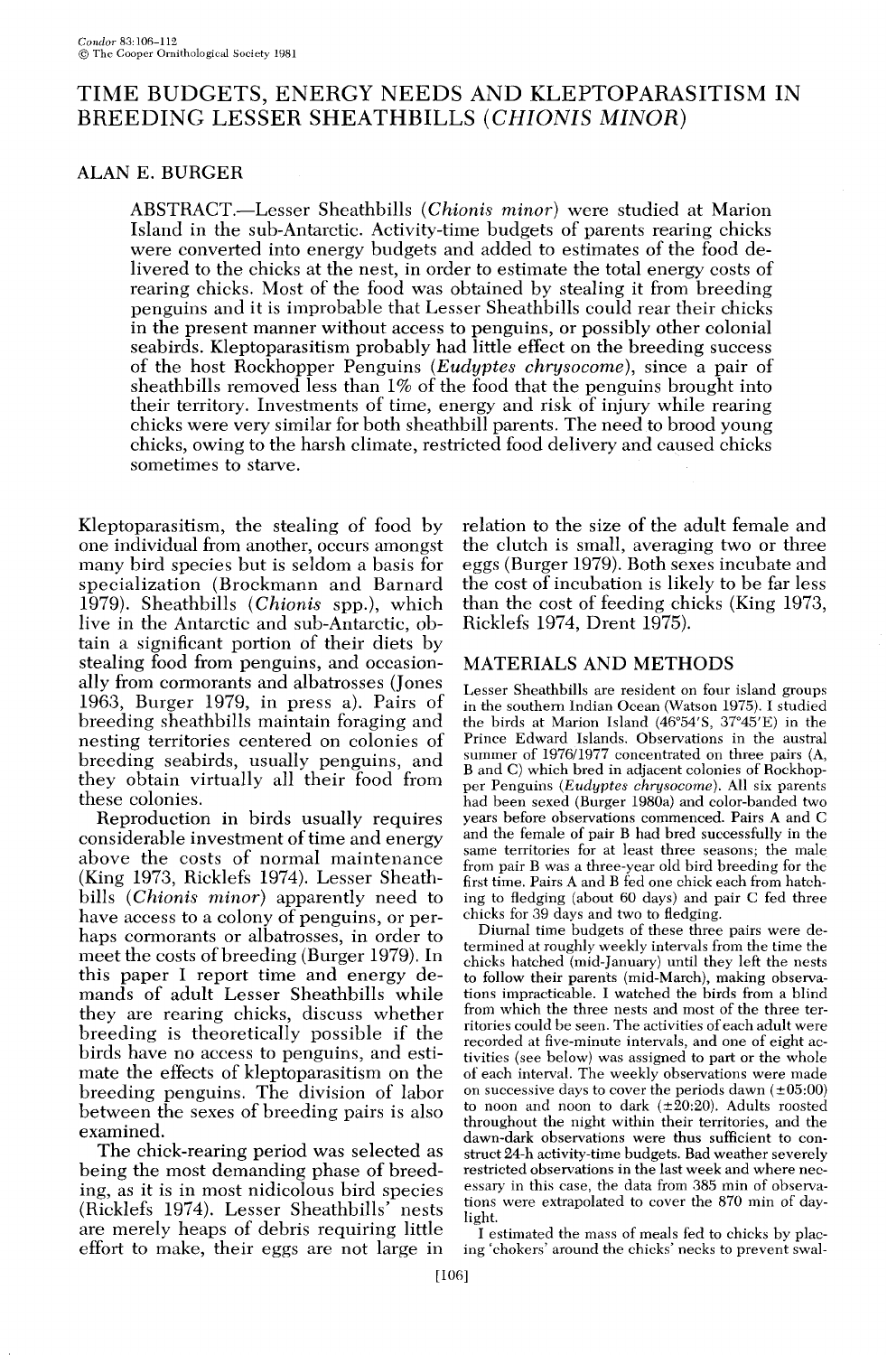# TIME BUDGETS, ENERGY NEEDS AND KLEPTOPARASITISM IN BREEDING LESSER SHEATHBILLS (*CHIONIS MINOR*)

ALAN E. BURGER

ABSTRACT.—Lesser Sheathbills (*Chionis minor*) were studied at Marion Island in the sub-Antarctic. Activity-time budgets of parents rearing chicks were converted into energy budgets and added to estimates of the food delivered to the chicks at the nest, in order to estimate the total energy costs of rearing chicks. Most of the food was obtained by stealing it from breeding penguins and it is improbable that Lesser Sheathbills could rear their chicks in the present manner without access to penguins, or possibly other colonial seabirds. Kleptoparasitism probably had little effect on the breeding success of the host Rockhopper Penguins (*Eudyptes chrysocome*), since a pair of sheathbills removed less than 1% of the food that the penguins brought into their territory. Investments of time, energy and risk of injury while rearing chicks were very similar for both sheathbill parents. The need to brood young chicks, owing to the harsh climate, restricted food delivery and caused chicks sometimes to starve.

Kleptoparasitism, the stealing of food by one individual from another, occurs amongst many bird species but is seldom a basis for specialization (Brockmann and Barnard 1979). Sheathbills (*Chionis* spp.), which live in the Antarctic and sub-Antarctic, obtain a significant portion of their diets by stealing food from penguins, and occasionally from cormorants and albatrosses (Jones 1963, Burger 1979, in press a). Pairs of breeding sheathbills maintain foraging and nesting territories centered on colonies of breeding seabirds, usually penguins, and they obtain virtually all their food from these colonies.

Reproduction in birds usually requires considerable investment of time and energy above the costs of normal maintenance (King 1973, Ricklefs 1974). Lesser Sheathbills (*Chionis minor*) apparently need to have access to a colony of penguins, or perhaps cormorants or albatrosses, in order to meet the costs of breeding (Burger 1979). In this paper I report time and energy demands of adult Lesser Sheathbills while they are rearing chicks, discuss whether breeding is theoretically possible if the birds have no access to penguins, and estimate the effects of kleptoparasitism on the breeding penguins. The division of labor between the sexes of breeding pairs is also examined.

The chick-rearing period was selected as being the most demanding phase of breeding, as it is in most nidicolous bird species (Ricklefs 1974). Lesser Sheathbills' nests are merely heaps of debris requiring little effort to make, their eggs are not large in relation to the size of the adult female and the clutch is small, averaging two or three eggs (Burger 1979). Both sexes incubate and the cost of incubation is likely to be far less than the cost of feeding chicks (King 1973, Ricklefs 1974, Drent 1975).

## MATERIALS AND METHODS

Lesser Sheathbills are resident on four island groups in the southern Indian Ocean (Watson 1975). I studied the birds at Marion Island (46°54'S, 37°45'E) in the Prince Edward Islands. Observations in the austral summer of 1976/1977 concentrated on three pairs (A, B and C) which bred in adjacent colonies of Rockhopper Penguins (*Eudyptes chrysocome*). All six parents had been sexed (Burger 1980a) and color-banded two years before observations commenced. Pairs A and C and the female of pair B had bred successfully in the same territories for at least three seasons; the male from pair B was a three-year old bird breeding for the first time. Pairs A and B fed one chick each from hatching to fledging (about 60 days) and pair C fed three chicks for 39 days and two to fledging.

Diurnal time budgets of these three pairs were determined at roughly weekly intervals from the time the chicks hatched (mid-January) until they left the nests to follow their parents (mid-March), making observations impracticable. I watched the birds from a blind from which the three nests and most of the three territories could be seen. The activities of each adult were recorded at five-minute intervals, and one of eight activities (see below) was assigned to part or the whole of each interval. The weekly observations were made on successive days to cover the periods dawn (±05:00) to noon and noon to dark (±20:20). Adults roosted throughout the night within their territories, and the dawn-dark observations were thus sufficient to construct 24-h activity-time budgets. Bad weather severely restricted observations in the last week and where necessary in this case, the data from 385 min of observations were extrapolated to cover the 870 min of daylight.

I estimated the mass of meals fed to chicks by placing 'chokers' around the chicks' necks to prevent swal-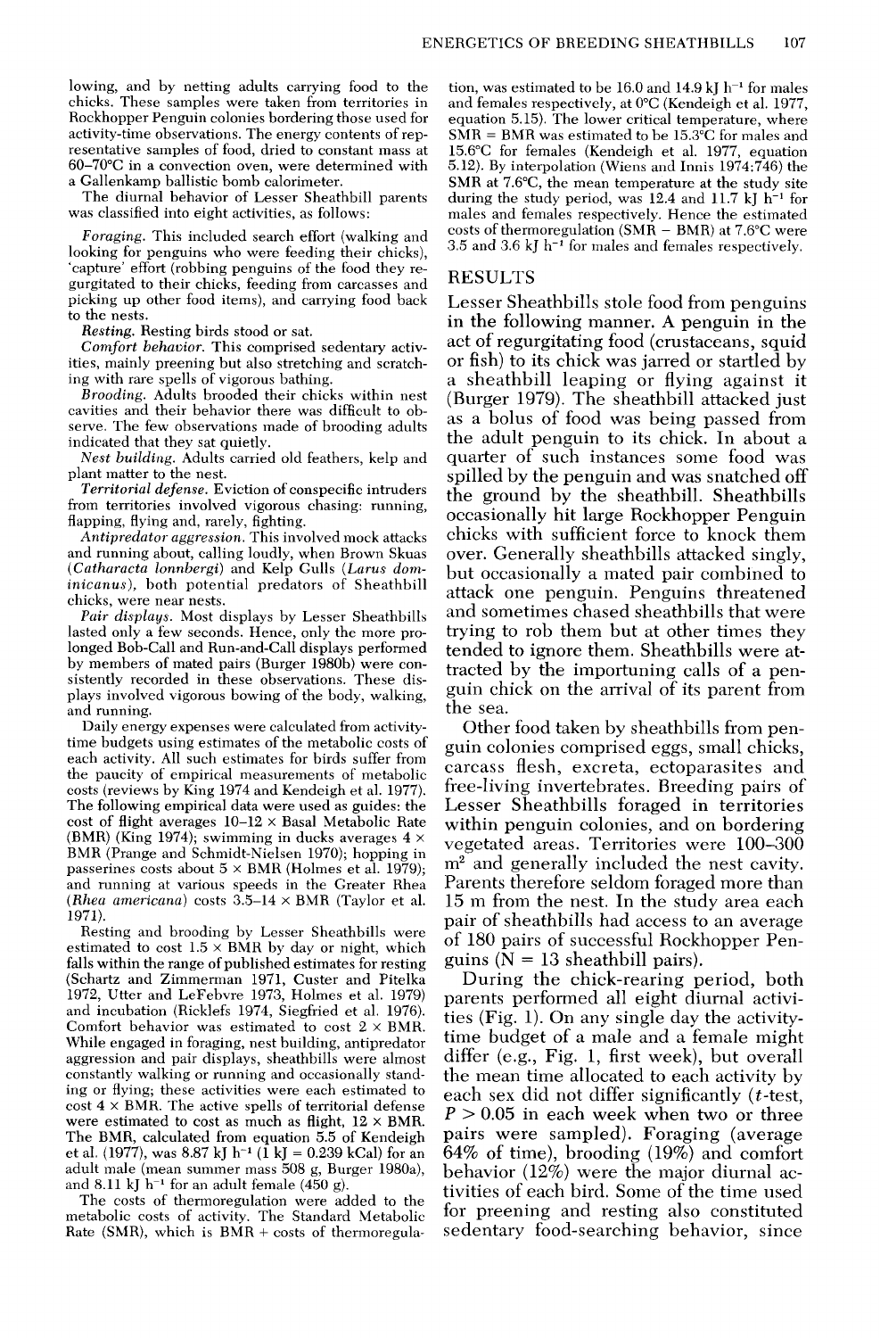lowing, and by netting adults carrying food to the chicks. These samples were taken from territories in Rockhopper Penguin colonies bordering those used for activity-time observations. The energy contents of representative samples of food, dried to constant mass at 60–70°C in a convection oven, were determined with a Gallenkamp ballistic bomb calorimeter.

The diurnal behavior of Lesser Sheathbill parents was classified into eight activities, as follows:

*Foraging.* This included search effort (walking and looking for penguins who were feeding their chicks), 'capture' effort (robbing penguins of the food they regurgitated to their chicks, feeding from carcasses and picking up other food items), and carrying food back to the nests.

*Resting.* Resting birds stood or sat.

*Comfort behavior.* This comprised sedentary activities, mainly preening but also stretching and scratching with rare spells of vigorous bathing.

*Brooding.* Adults brooded their chicks within nest cavities and their behavior there was difficult to observe. The few observations made of brooding adults indicated that they sat quietly.

*Nest building.* Adults carried old feathers, kelp and plant matter to the nest.

*Territorial defense.* Eviction of conspecific intruders from territories involved vigorous chasing: running, flapping, flying and, rarely, fighting.

*Antipredator aggression.* This involved mock attacks and running about, calling loudly, when Brown Skuas (*Catharacta lonnbergi*) and Kelp Gulls (*Larus dominicanus*), both potential predators of Sheathbill chicks, were near nests.

*Pair displays.* Most displays by Lesser Sheathbills lasted only a few seconds. Hence, only the more prolonged Bob-Call and Run-and-Call displays performed by members of mated pairs (Burger 1980b) were consistently recorded in these observations. These displays involved vigorous bowing of the body, walking, and running.

Daily energy expenses were calculated from activity-time budgets using estimates of the metabolic costs of each activity. All such estimates for birds suffer from the paucity of empirical measurements of metabolic costs (reviews by King 1974 and Kendeigh et al. 1977). The following empirical data were used as guides: the cost of flight averages 10–12 × Basal Metabolic Rate (BMR) (King 1974); swimming in ducks averages 4 × BMR (Prange and Schmidt-Nielsen 1970); hopping in passerines costs about 5 × BMR (Holmes et al. 1979); and running at various speeds in the Greater Rhea (*Rhea americana*) costs 3.5–14 × BMR (Taylor et al. 1971).

Resting and brooding by Lesser Sheathbills were estimated to cost 1.5 × BMR by day or night, which falls within the range of published estimates for resting (Schartz and Zimmerman 1971, Custer and Pitelka 1972, Utter and LeFebvre 1973, Holmes et al. 1979) and incubation (Ricklefs 1974, Siegfried et al. 1976). Comfort behavior was estimated to cost 2 × BMR. While engaged in foraging, nest building, antipredator aggression and pair displays, sheathbills were almost constantly walking or running and occasionally standing or flying; these activities were each estimated to cost 4 × BMR. The active spells of territorial defense were estimated to cost as much as flight, 12 × BMR. The BMR, calculated from equation 5.5 of Kendeigh et al. (1977), was 8.87 kJ $h^{-1}$ (1 kJ = 0.239 kCal) for an adult male (mean summer mass 508 g, Burger 1980a), and 8.11 kJ $h^{-1}$ for an adult female (450 g).

The costs of thermoregulation were added to the metabolic costs of activity. The Standard Metabolic Rate (SMR), which is BMR + costs of thermoregulation, was estimated to be 16.0 and 14.9 kJ $h^{-1}$ for males and females respectively, at 0°C (Kendeigh et al. 1977, equation 5.15). The lower critical temperature, where SMR = BMR was estimated to be 15.3°C for males and 15.6°C for females (Kendeigh et al. 1977, equation 5.12). By interpolation (Wiens and Innis 1974:746) the SMR at 7.6°C, the mean temperature at the study site during the study period, was 12.4 and 11.7 kJ $h^{-1}$ for males and females respectively. Hence the estimated costs of thermoregulation (SMR − BMR) at 7.6°C were 3.5 and 3.6 kJ $h^{-1}$ for males and females respectively.

## RESULTS

Lesser Sheathbills stole food from penguins in the following manner. A penguin in the act of regurgitating food (crustaceans, squid or fish) to its chick was jarred or startled by a sheathbill leaping or flying against it (Burger 1979). The sheathbill attacked just as a bolus of food was being passed from the adult penguin to its chick. In about a quarter of such instances some food was spilled by the penguin and was snatched off the ground by the sheathbill. Sheathbills occasionally hit large Rockhopper Penguin chicks with sufficient force to knock them over. Generally sheathbills attacked singly, but occasionally a mated pair combined to attack one penguin. Penguins threatened and sometimes chased sheathbills that were trying to rob them but at other times they tended to ignore them. Sheathbills were attracted by the importuning calls of a penguin chick on the arrival of its parent from the sea.

Other food taken by sheathbills from penguin colonies comprised eggs, small chicks, carcass flesh, excreta, ectoparasites and free-living invertebrates. Breeding pairs of Lesser Sheathbills foraged in territories within penguin colonies, and on bordering vegetated areas. Territories were 100–300 $m^2$ and generally included the nest cavity. Parents therefore seldom foraged more than 15 m from the nest. In the study area each pair of sheathbills had access to an average of 180 pairs of successful Rockhopper Penguins (N = 13 sheathbill pairs).

During the chick-rearing period, both parents performed all eight diurnal activities (Fig. 1). On any single day the activity-time budget of a male and a female might differ (e.g., Fig. 1, first week), but overall the mean time allocated to each activity by each sex did not differ significantly (*t*-test, $P > 0.05$ in each week when two or three pairs were sampled). Foraging (average 64% of time), brooding (19%) and comfort behavior (12%) were the major diurnal activities of each bird. Some of the time used for preening and resting also constituted sedentary food-searching behavior, since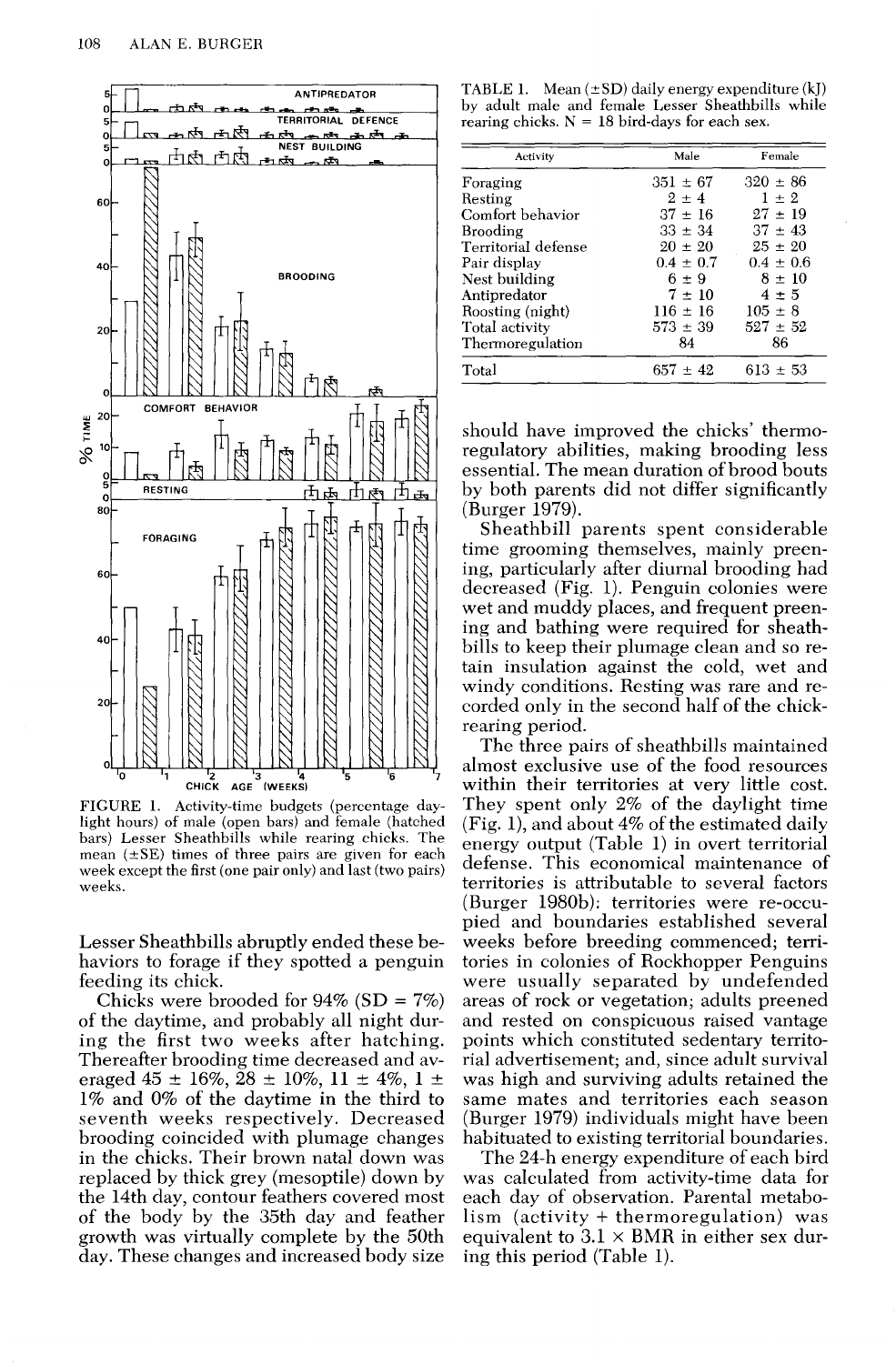FIGURE 1. Activity-time budgets (percentage daylight hours) of male (open bars) and female (hatched bars) Lesser Sheathbills while rearing chicks. The mean (±SE) times of three pairs are given for each week except the first (one pair only) and last (two pairs) weeks.

Lesser Sheathbills abruptly ended these behaviors to forage if they spotted a penguin feeding its chick.

Chicks were brooded for 94% (SD = 7%) of the daytime, and probably all night during the first two weeks after hatching. Thereafter brooding time decreased and averaged 45 ± 16%, 28 ± 10%, 11 ± 4%, 1 ± 1% and 0% of the daytime in the third to seventh weeks respectively. Decreased brooding coincided with plumage changes in the chicks. Their brown natal down was replaced by thick grey (mesoptile) down by the 14th day, contour feathers covered most of the body by the 35th day and feather growth was virtually complete by the 50th day. These changes and increased body size should have improved the chicks' thermoregulatory abilities, making brooding less essential. The mean duration of brood bouts by both parents did not differ significantly (Burger 1979).

TABLE 1. Mean (±SD) daily energy expenditure (kJ) by adult male and female Lesser Sheathbills while rearing chicks. N = 18 bird-days for each sex.

| Activity | Male | Female |
|---|---|---|
| Foraging | 351 ± 67 | 320 ± 86 |
| Resting | 2 ± 4 | 1 ± 2 |
| Comfort behavior | 37 ± 16 | 27 ± 19 |
| Brooding | 33 ± 34 | 37 ± 43 |
| Territorial defense | 20 ± 20 | 25 ± 20 |
| Pair display | 0.4 ± 0.7 | 0.4 ± 0.6 |
| Nest building | 6 ± 9 | 8 ± 10 |
| Antipredator | 7 ± 10 | 4 ± 5 |
| Roosting (night) | 116 ± 16 | 105 ± 8 |
| Total activity | 573 ± 39 | 527 ± 52 |
| Thermoregulation | 84 | 86 |
| Total | 657 ± 42 | 613 ± 53 |

Sheathbill parents spent considerable time grooming themselves, mainly preening, particularly after diurnal brooding had decreased (Fig. 1). Penguin colonies were wet and muddy places, and frequent preening and bathing were required for sheathbills to keep their plumage clean and so retain insulation against the cold, wet and windy conditions. Resting was rare and recorded only in the second half of the chick-rearing period.

The three pairs of sheathbills maintained almost exclusive use of the food resources within their territories at very little cost. They spent only 2% of the daylight time (Fig. 1), and about 4% of the estimated daily energy output (Table 1) in overt territorial defense. This economical maintenance of territories is attributable to several factors (Burger 1980b): territories were re-occupied and boundaries established several weeks before breeding commenced; territories in colonies of Rockhopper Penguins were usually separated by undefended areas of rock or vegetation; adults preened and rested on conspicuous raised vantage points which constituted sedentary territorial advertisement; and, since adult survival was high and surviving adults retained the same mates and territories each season (Burger 1979) individuals might have been habituated to existing territorial boundaries.

The 24-h energy expenditure of each bird was calculated from activity-time data for each day of observation. Parental metabolism (activity + thermoregulation) was equivalent to 3.1 × BMR in either sex during this period (Table 1).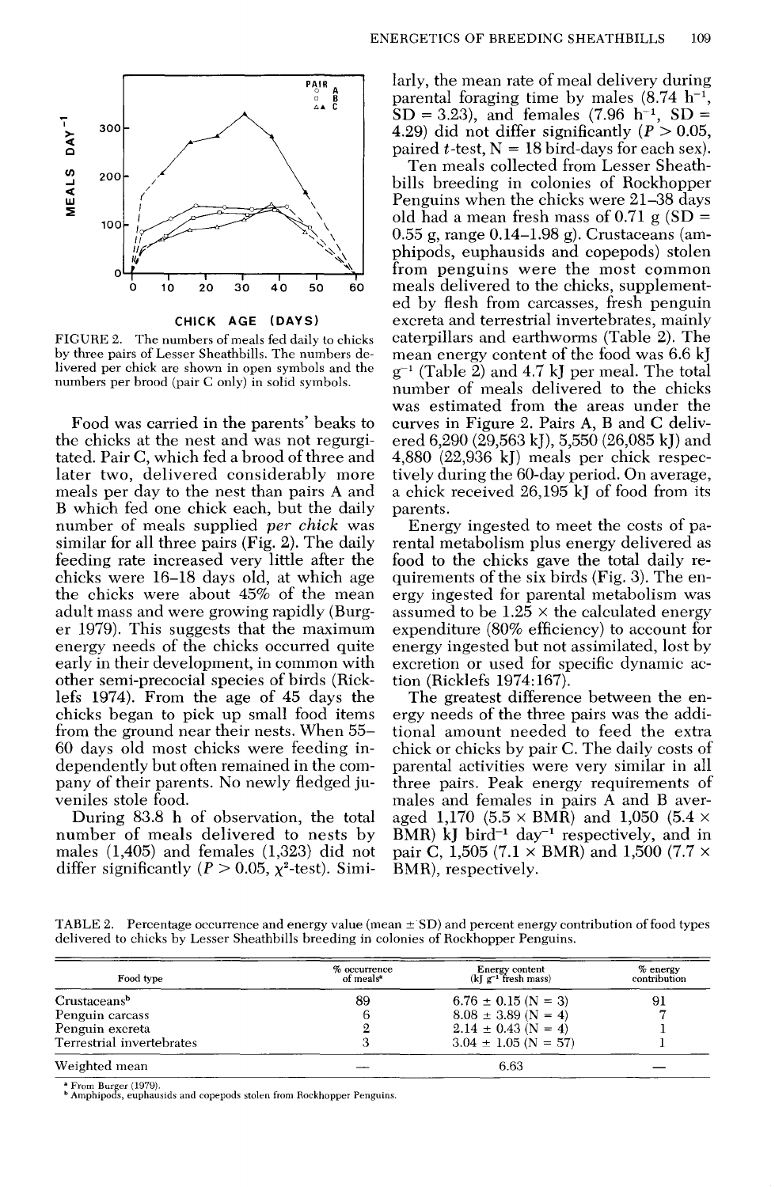FIGURE 2. The numbers of meals fed daily to chicks by three pairs of Lesser Sheathbills. The numbers delivered per chick are shown in open symbols and the numbers per brood (pair C only) in solid symbols.

Food was carried in the parents' beaks to the chicks at the nest and was not regurgitated. Pair C, which fed a brood of three and later two, delivered considerably more meals per day to the nest than pairs A and B which fed one chick each, but the daily number of meals supplied *per chick* was similar for all three pairs (Fig. 2). The daily feeding rate increased very little after the chicks were 16–18 days old, at which age the chicks were about 45% of the mean adult mass and were growing rapidly (Burger 1979). This suggests that the maximum energy needs of the chicks occurred quite early in their development, in common with other semi-precocial species of birds (Ricklefs 1974). From the age of 45 days the chicks began to pick up small food items from the ground near their nests. When 55–60 days old most chicks were feeding independently but often remained in the company of their parents. No newly fledged juveniles stole food.

During 83.8 h of observation, the total number of meals delivered to nests by males (1,405) and females (1,323) did not differ significantly ($P > 0.05$, $\chi^2$-test). Similarly, the mean rate of meal delivery during parental foraging time by males (8.74 $h^{-1}$, SD = 3.23), and females (7.96 $h^{-1}$, SD = 4.29) did not differ significantly ($P > 0.05$, paired $t$-test, N = 18 bird-days for each sex).

Ten meals collected from Lesser Sheathbills breeding in colonies of Rockhopper Penguins when the chicks were 21–38 days old had a mean fresh mass of 0.71 g (SD = 0.55 g, range 0.14–1.98 g). Crustaceans (amphipods, euphausids and copepods) stolen from penguins were the most common meals delivered to the chicks, supplemented by flesh from carcasses, fresh penguin excreta and terrestrial invertebrates, mainly caterpillars and earthworms (Table 2). The mean energy content of the food was 6.6 kJ $g^{-1}$ (Table 2) and 4.7 kJ per meal. The total number of meals delivered to the chicks was estimated from the areas under the curves in Figure 2. Pairs A, B and C delivered 6,290 (29,563 kJ), 5,550 (26,085 kJ) and 4,880 (22,936 kJ) meals per chick respectively during the 60-day period. On average, a chick received 26,195 kJ of food from its parents.

Energy ingested to meet the costs of parental metabolism plus energy delivered as food to the chicks gave the total daily requirements of the six birds (Fig. 3). The energy ingested for parental metabolism was assumed to be 1.25 × the calculated energy expenditure (80% efficiency) to account for energy ingested but not assimilated, lost by excretion or used for specific dynamic action (Ricklefs 1974:167).

The greatest difference between the energy needs of the three pairs was the additional amount needed to feed the extra chick or chicks by pair C. The daily costs of parental activities were very similar in all three pairs. Peak energy requirements of males and females in pairs A and B averaged 1,170 (5.5 × BMR) and 1,050 (5.4 × BMR) kJ $bird^{-1}$ $day^{-1}$ respectively, and in pair C, 1,505 (7.1 × BMR) and 1,500 (7.7 × BMR), respectively.

TABLE 2. Percentage occurrence and energy value (mean ± SD) and percent energy contribution of food types delivered to chicks by Lesser Sheathbills breeding in colonies of Rockhopper Penguins.

| Food type | % occurrence of meals[a] | Energy content (kJ $g^{-1}$ fresh mass) | % energy contribution |
|---|---|---|---|
| Crustaceans[b] | 89 | 6.76 ± 0.15 (N = 3) | 91 |
| Penguin carcass | 6 | 8.08 ± 3.89 (N = 4) | 7 |
| Penguin excreta | 2 | 2.14 ± 0.43 (N = 4) | 1 |
| Terrestrial invertebrates | 3 | 3.04 ± 1.05 (N = 57) | 1 |
| Weighted mean | — | 6.63 | — |

[a] From Burger (1979).
[b] Amphipods, euphausids and copepods stolen from Rockhopper Penguins.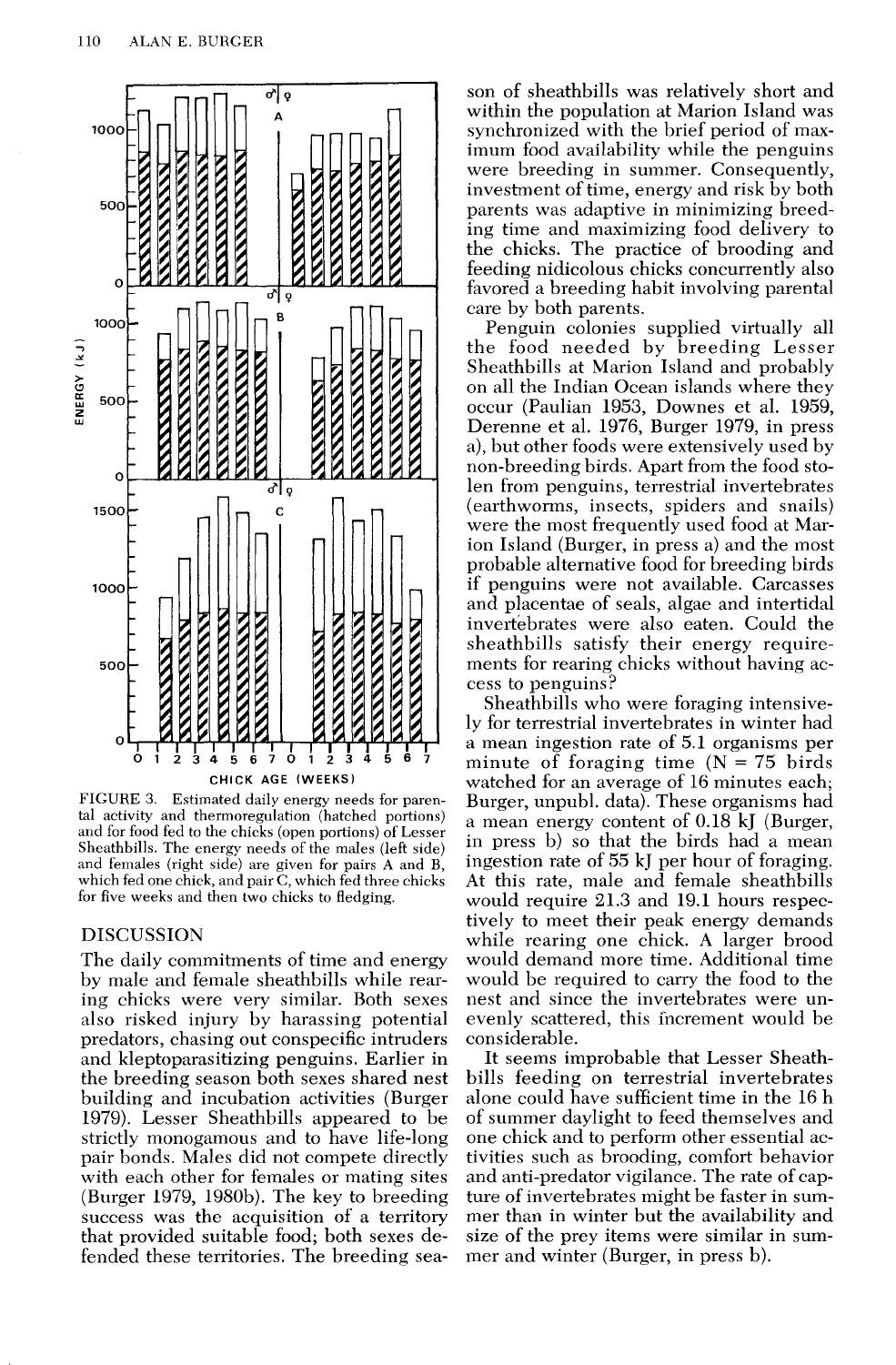FIGURE 3. Estimated daily energy needs for parental activity and thermoregulation (hatched portions) and for food fed to the chicks (open portions) of Lesser Sheathbills. The energy needs of the males (left side) and females (right side) are given for pairs A and B, which fed one chick, and pair C, which fed three chicks for five weeks and then two chicks to fledging.

## DISCUSSION

The daily commitments of time and energy by male and female sheathbills while rearing chicks were very similar. Both sexes also risked injury by harassing potential predators, chasing out conspecific intruders and kleptoparasitizing penguins. Earlier in the breeding season both sexes shared nest building and incubation activities (Burger 1979). Lesser Sheathbills appeared to be strictly monogamous and to have life-long pair bonds. Males did not compete directly with each other for females or mating sites (Burger 1979, 1980b). The key to breeding success was the acquisition of a territory that provided suitable food; both sexes defended these territories. The breeding season of sheathbills was relatively short and within the population at Marion Island was synchronized with the brief period of maximum food availability while the penguins were breeding in summer. Consequently, investment of time, energy and risk by both parents was adaptive in minimizing breeding time and maximizing food delivery to the chicks. The practice of brooding and feeding nidicolous chicks concurrently also favored a breeding habit involving parental care by both parents.

Penguin colonies supplied virtually all the food needed by breeding Lesser Sheathbills at Marion Island and probably on all the Indian Ocean islands where they occur (Paulian 1953, Downes et al. 1959, Derenne et al. 1976, Burger 1979, in press a), but other foods were extensively used by non-breeding birds. Apart from the food stolen from penguins, terrestrial invertebrates (earthworms, insects, spiders and snails) were the most frequently used food at Marion Island (Burger, in press a) and the most probable alternative food for breeding birds if penguins were not available. Carcasses and placentae of seals, algae and intertidal invertebrates were also eaten. Could the sheathbills satisfy their energy requirements for rearing chicks without having access to penguins?

Sheathbills who were foraging intensively for terrestrial invertebrates in winter had a mean ingestion rate of 5.1 organisms per minute of foraging time (N = 75 birds watched for an average of 16 minutes each; Burger, unpubl. data). These organisms had a mean energy content of 0.18 kJ (Burger, in press b) so that the birds had a mean ingestion rate of 55 kJ per hour of foraging. At this rate, male and female sheathbills would require 21.3 and 19.1 hours respectively to meet their peak energy demands while rearing one chick. A larger brood would demand more time. Additional time would be required to carry the food to the nest and since the invertebrates were unevenly scattered, this increment would be considerable.

It seems improbable that Lesser Sheathbills feeding on terrestrial invertebrates alone could have sufficient time in the 16 h of summer daylight to feed themselves and one chick and to perform other essential activities such as brooding, comfort behavior and anti-predator vigilance. The rate of capture of invertebrates might be faster in summer than in winter but the availability and size of the prey items were similar in summer and winter (Burger, in press b).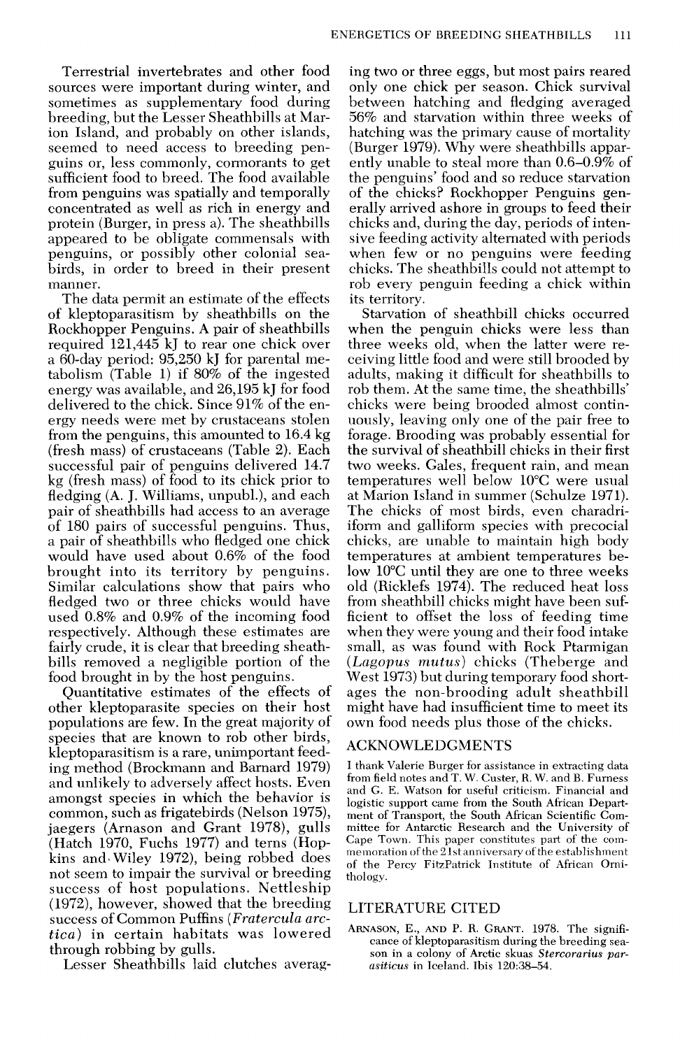Terrestrial invertebrates and other food sources were important during winter, and sometimes as supplementary food during breeding, but the Lesser Sheathbills at Marion Island, and probably on other islands, seemed to need access to breeding penguins or, less commonly, cormorants to get sufficient food to breed. The food available from penguins was spatially and temporally concentrated as well as rich in energy and protein (Burger, in press a). The sheathbills appeared to be obligate commensals with penguins, or possibly other colonial seabirds, in order to breed in their present manner.

The data permit an estimate of the effects of kleptoparasitism by sheathbills on the Rockhopper Penguins. A pair of sheathbills required 121,445 kJ to rear one chick over a 60-day period: 95,250 kJ for parental metabolism (Table 1) if 80% of the ingested energy was available, and 26,195 kJ for food delivered to the chick. Since 91% of the energy needs were met by crustaceans stolen from the penguins, this amounted to 16.4 kg (fresh mass) of crustaceans (Table 2). Each successful pair of penguins delivered 14.7 kg (fresh mass) of food to its chick prior to fledging (A. J. Williams, unpubl.), and each pair of sheathbills had access to an average of 180 pairs of successful penguins. Thus, a pair of sheathbills who fledged one chick would have used about 0.6% of the food brought into its territory by penguins. Similar calculations show that pairs who fledged two or three chicks would have used 0.8% and 0.9% of the incoming food respectively. Although these estimates are fairly crude, it is clear that breeding sheathbills removed a negligible portion of the food brought in by the host penguins.

Quantitative estimates of the effects of other kleptoparasite species on their host populations are few. In the great majority of species that are known to rob other birds, kleptoparasitism is a rare, unimportant feeding method (Brockmann and Barnard 1979) and unlikely to adversely affect hosts. Even amongst species in which the behavior is common, such as frigatebirds (Nelson 1975), jaegers (Arnason and Grant 1978), gulls (Hatch 1970, Fuchs 1977) and terns (Hopkins and Wiley 1972), being robbed does not seem to impair the survival or breeding success of host populations. Nettleship (1972), however, showed that the breeding success of Common Puffins (*Fratercula arctica*) in certain habitats was lowered through robbing by gulls.

Lesser Sheathbills laid clutches averaging two or three eggs, but most pairs reared only one chick per season. Chick survival between hatching and fledging averaged 56% and starvation within three weeks of hatching was the primary cause of mortality (Burger 1979). Why were sheathbills apparently unable to steal more than 0.6–0.9% of the penguins' food and so reduce starvation of the chicks? Rockhopper Penguins generally arrived ashore in groups to feed their chicks and, during the day, periods of intensive feeding activity alternated with periods when few or no penguins were feeding chicks. The sheathbills could not attempt to rob every penguin feeding a chick within its territory.

Starvation of sheathbill chicks occurred when the penguin chicks were less than three weeks old, when the latter were receiving little food and were still brooded by adults, making it difficult for sheathbills to rob them. At the same time, the sheathbills' chicks were being brooded almost continuously, leaving only one of the pair free to forage. Brooding was probably essential for the survival of sheathbill chicks in their first two weeks. Gales, frequent rain, and mean temperatures well below 10°C were usual at Marion Island in summer (Schulze 1971). The chicks of most birds, even charadriiform and galliform species with precocial chicks, are unable to maintain high body temperatures at ambient temperatures below 10°C until they are one to three weeks old (Ricklefs 1974). The reduced heat loss from sheathbill chicks might have been sufficient to offset the loss of feeding time when they were young and their food intake small, as was found with Rock Ptarmigan (*Lagopus mutus*) chicks (Theberge and West 1973) but during temporary food shortages the non-brooding adult sheathbill might have had insufficient time to meet its own food needs plus those of the chicks.

## ACKNOWLEDGMENTS

I thank Valerie Burger for assistance in extracting data from field notes and T. W. Custer, R. W. and B. Furness and G. E. Watson for useful criticism. Financial and logistic support came from the South African Department of Transport, the South African Scientific Committee for Antarctic Research and the University of Cape Town. This paper constitutes part of the commemoration of the 21st anniversary of the establishment of the Percy FitzPatrick Institute of African Ornithology.

## LITERATURE CITED

ARNASON, E., AND P. R. GRANT. 1978. The significance of kleptoparasitism during the breeding season in a colony of Arctic skuas *Stercorarius parasiticus* in Iceland. Ibis 120:38–54.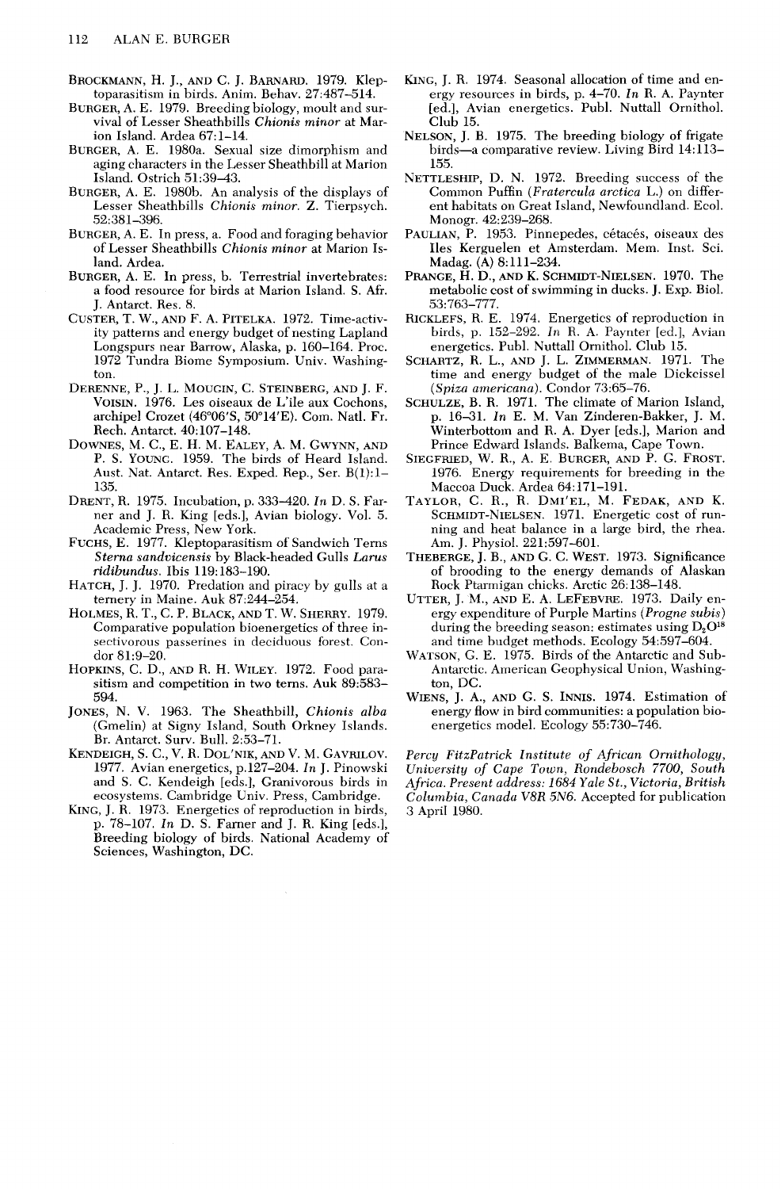BROCKMANN, H. J., AND C. J. BARNARD. 1979. Kleptoparasitism in birds. Anim. Behav. 27:487–514.

BURGER, A. E. 1979. Breeding biology, moult and survival of Lesser Sheathbills *Chionis minor* at Marion Island. Ardea 67:1–14.

BURGER, A. E. 1980a. Sexual size dimorphism and aging characters in the Lesser Sheathbill at Marion Island. Ostrich 51:39–43.

BURGER, A. E. 1980b. An analysis of the displays of Lesser Sheathbills *Chionis minor*. Z. Tierpsych. 52:381–396.

BURGER, A. E. In press, a. Food and foraging behavior of Lesser Sheathbills *Chionis minor* at Marion Island. Ardea.

BURGER, A. E. In press, b. Terrestrial invertebrates: a food resource for birds at Marion Island. S. Afr. J. Antarct. Res. 8.

CUSTER, T. W., AND F. A. PITELKA. 1972. Time-activity patterns and energy budget of nesting Lapland Longspurs near Barrow, Alaska, p. 160–164. Proc. 1972 Tundra Biome Symposium. Univ. Washington.

DERENNE, P., J. L. MOUGIN, C. STEINBERG, AND J. F. VOISIN. 1976. Les oiseaux de L'ile aux Cochons, archipel Crozet (46°06'S, 50°14'E). Com. Natl. Fr. Rech. Antarct. 40:107–148.

DOWNES, M. C., E. H. M. EALEY, A. M. GWYNN, AND P. S. YOUNG. 1959. The birds of Heard Island. Aust. Nat. Antarct. Res. Exped. Rep., Ser. B(1):1–135.

DRENT, R. 1975. Incubation, p. 333–420. *In* D. S. Farner and J. R. King [eds.], Avian biology. Vol. 5. Academic Press, New York.

FUCHS, E. 1977. Kleptoparasitism of Sandwich Terns *Sterna sandvicensis* by Black-headed Gulls *Larus ridibundus*. Ibis 119:183–190.

HATCH, J. J. 1970. Predation and piracy by gulls at a ternery in Maine. Auk 87:244–254.

HOLMES, R. T., C. P. BLACK, AND T. W. SHERRY. 1979. Comparative population bioenergetics of three insectivorous passerines in deciduous forest. Condor 81:9–20.

HOPKINS, C. D., AND R. H. WILEY. 1972. Food parasitism and competition in two terns. Auk 89:583–594.

JONES, N. V. 1963. The Sheathbill, *Chionis alba* (Gmelin) at Signy Island, South Orkney Islands. Br. Antarct. Surv. Bull. 2:53–71.

KENDEIGH, S. C., V. R. DOL'NIK, AND V. M. GAVRILOV. 1977. Avian energetics, p.127–204. *In* J. Pinowski and S. C. Kendeigh [eds.], Granivorous birds in ecosystems. Cambridge Univ. Press, Cambridge.

KING, J. R. 1973. Energetics of reproduction in birds, p. 78–107. *In* D. S. Farner and J. R. King [eds.], Breeding biology of birds. National Academy of Sciences, Washington, DC.

KING, J. R. 1974. Seasonal allocation of time and energy resources in birds, p. 4–70. *In* R. A. Paynter [ed.], Avian energetics. Publ. Nuttall Ornithol. Club 15.

NELSON, J. B. 1975. The breeding biology of frigate birds—a comparative review. Living Bird 14:113–155.

NETTLESHIP, D. N. 1972. Breeding success of the Common Puffin (*Fratercula arctica* L.) on different habitats on Great Island, Newfoundland. Ecol. Monogr. 42:239–268.

PAULIAN, P. 1953. Pinnepedes, cétacés, oiseaux des Iles Kerguelen et Amsterdam. Mem. Inst. Sci. Madag. (A) 8:111–234.

PRANGE, H. D., AND K. SCHMIDT-NIELSEN. 1970. The metabolic cost of swimming in ducks. J. Exp. Biol. 53:763–777.

RICKLEFS, R. E. 1974. Energetics of reproduction in birds, p. 152–292. *In* R. A. Paynter [ed.], Avian energetics. Publ. Nuttall Ornithol. Club 15.

SCHARTZ, R. L., AND J. L. ZIMMERMAN. 1971. The time and energy budget of the male Dickcissel (*Spiza americana*). Condor 73:65–76.

SCHULZE, B. R. 1971. The climate of Marion Island, p. 16–31. *In* E. M. Van Zinderen-Bakker, J. M. Winterbottom and R. A. Dyer [eds.], Marion and Prince Edward Islands. Balkema, Cape Town.

SIEGFRIED, W. R., A. E. BURGER, AND P. G. FROST. 1976. Energy requirements for breeding in the Maccoa Duck. Ardea 64:171–191.

TAYLOR, C. R., R. DMI'EL, M. FEDAK, AND K. SCHMIDT-NIELSEN. 1971. Energetic cost of running and heat balance in a large bird, the rhea. Am. J. Physiol. 221:597–601.

THEBERGE, J. B., AND G. C. WEST. 1973. Significance of brooding to the energy demands of Alaskan Rock Ptarmigan chicks. Arctic 26:138–148.

UTTER, J. M., AND E. A. LEFEBVRE. 1973. Daily energy expenditure of Purple Martins (*Progne subis*) during the breeding season: estimates using $D_2O^{18}$ and time budget methods. Ecology 54:597–604.

WATSON, G. E. 1975. Birds of the Antarctic and Sub-Antarctic. American Geophysical Union, Washington, DC.

WIENS, J. A., AND G. S. INNIS. 1974. Estimation of energy flow in bird communities: a population bioenergetics model. Ecology 55:730–746.

*Percy FitzPatrick Institute of African Ornithology, University of Cape Town, Rondebosch 7700, South Africa. Present address: 1684 Yale St., Victoria, British Columbia, Canada V8R 5N6.* Accepted for publication 3 April 1980.